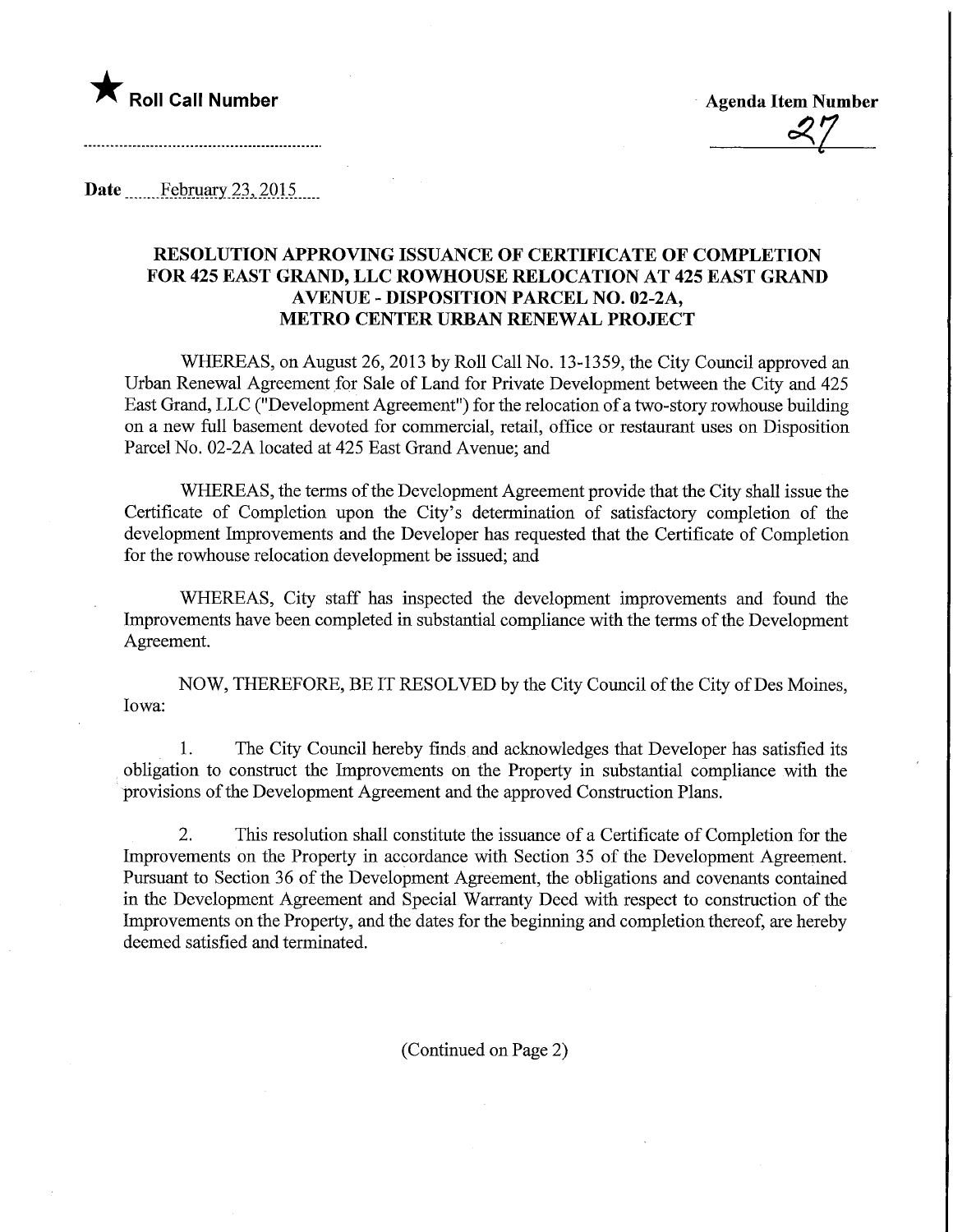★ **Roll Call Number**

**Agenda Item Number**

27

**Date** February 23, 2015

**RESOLUTION APPROVING ISSUANCE OF CERTIFICATE OF COMPLETION FOR 425 EAST GRAND, LLC ROWHOUSE RELOCATION AT 425 EAST GRAND AVENUE - DISPOSITION PARCEL NO. 02-2A, METRO CENTER URBAN RENEWAL PROJECT**

WHEREAS, on August 26, 2013 by Roll Call No. 13-1359, the City Council approved an Urban Renewal Agreement for Sale of Land for Private Development between the City and 425 East Grand, LLC ("Development Agreement") for the relocation of a two-story rowhouse building on a new full basement devoted for commercial, retail, office or restaurant uses on Disposition Parcel No. 02-2A located at 425 East Grand Avenue; and

WHEREAS, the terms of the Development Agreement provide that the City shall issue the Certificate of Completion upon the City's determination of satisfactory completion of the development Improvements and the Developer has requested that the Certificate of Completion for the rowhouse relocation development be issued; and

WHEREAS, City staff has inspected the development improvements and found the Improvements have been completed in substantial compliance with the terms of the Development Agreement.

NOW, THEREFORE, BE IT RESOLVED by the City Council of the City of Des Moines, Iowa:

1. The City Council hereby finds and acknowledges that Developer has satisfied its obligation to construct the Improvements on the Property in substantial compliance with the provisions of the Development Agreement and the approved Construction Plans.

2. This resolution shall constitute the issuance of a Certificate of Completion for the Improvements on the Property in accordance with Section 35 of the Development Agreement. Pursuant to Section 36 of the Development Agreement, the obligations and covenants contained in the Development Agreement and Special Warranty Deed with respect to construction of the Improvements on the Property, and the dates for the beginning and completion thereof, are hereby deemed satisfied and terminated.

(Continued on Page 2)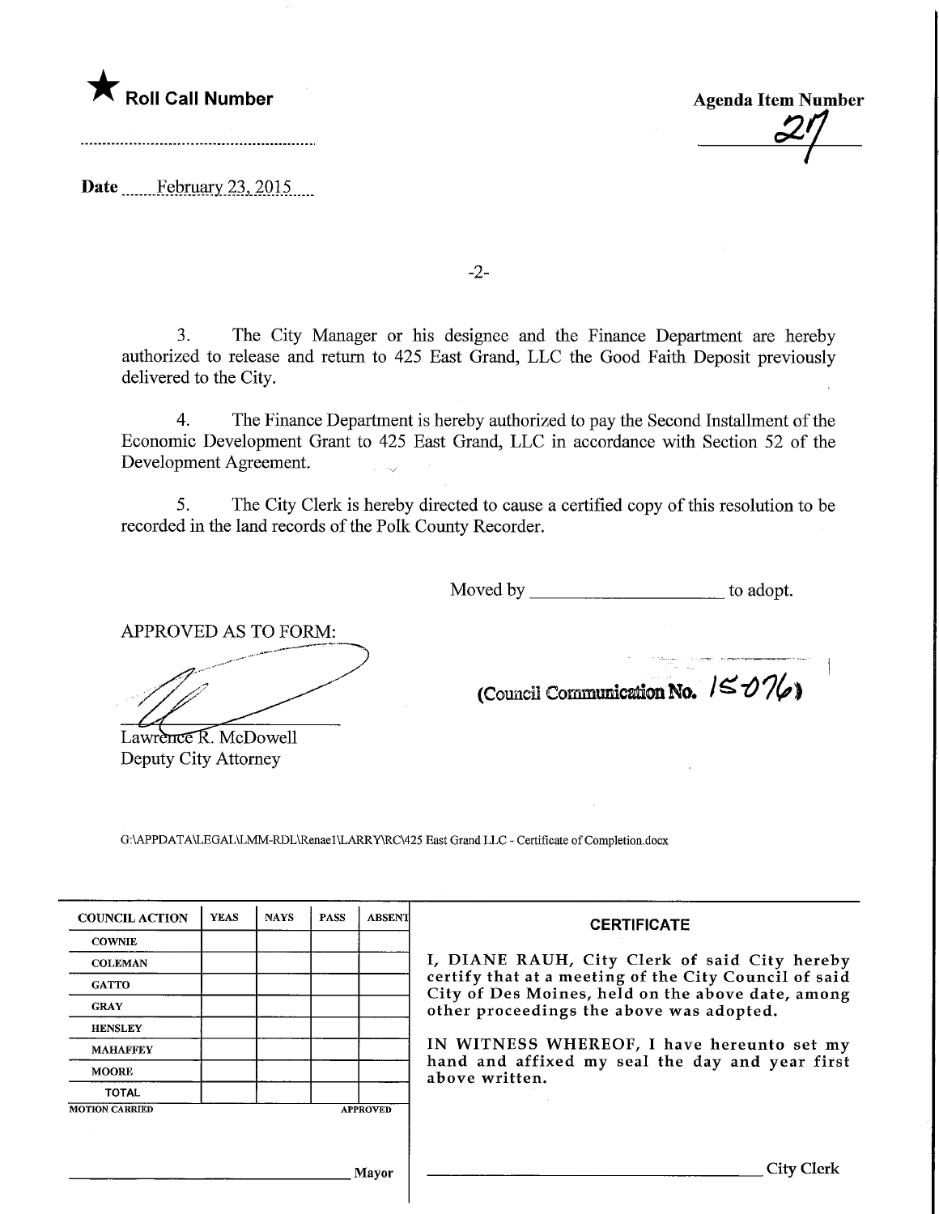★ **Roll Call Number**

**Agenda Item Number**

27

**Date** February 23, 2015

3. The City Manager or his designee and the Finance Department are hereby authorized to release and return to 425 East Grand, LLC the Good Faith Deposit previously delivered to the City.

4. The Finance Department is hereby authorized to pay the Second Installment of the Economic Development Grant to 425 East Grand, LLC in accordance with Section 52 of the Development Agreement.

5. The City Clerk is hereby directed to cause a certified copy of this resolution to be recorded in the land records of the Polk County Recorder.

Moved by ____________________ to adopt.

APPROVED AS TO FORM:

(Council Communication No. 15-076)

Lawrence R. McDowell
Deputy City Attorney

G:\APPDATA\LEGAL\LMM-RDL\Renae1\LARRY\RC\425 East Grand LLC - Certificate of Completion.docx

| COUNCIL ACTION | YEAS | NAYS | PASS | ABSENT |
|---|---|---|---|---|
| COWNIE | | | | |
| COLEMAN | | | | |
| GATTO | | | | |
| GRAY | | | | |
| HENSLEY | | | | |
| MAHAFFEY | | | | |
| MOORE | | | | |
| TOTAL | | | | |

MOTION CARRIED APPROVED

_________________________ Mayor

**CERTIFICATE**

I, DIANE RAUH, City Clerk of said City hereby certify that at a meeting of the City Council of said City of Des Moines, held on the above date, among other proceedings the above was adopted.

IN WITNESS WHEREOF, I have hereunto set my hand and affixed my seal the day and year first above written.

_________________________ City Clerk